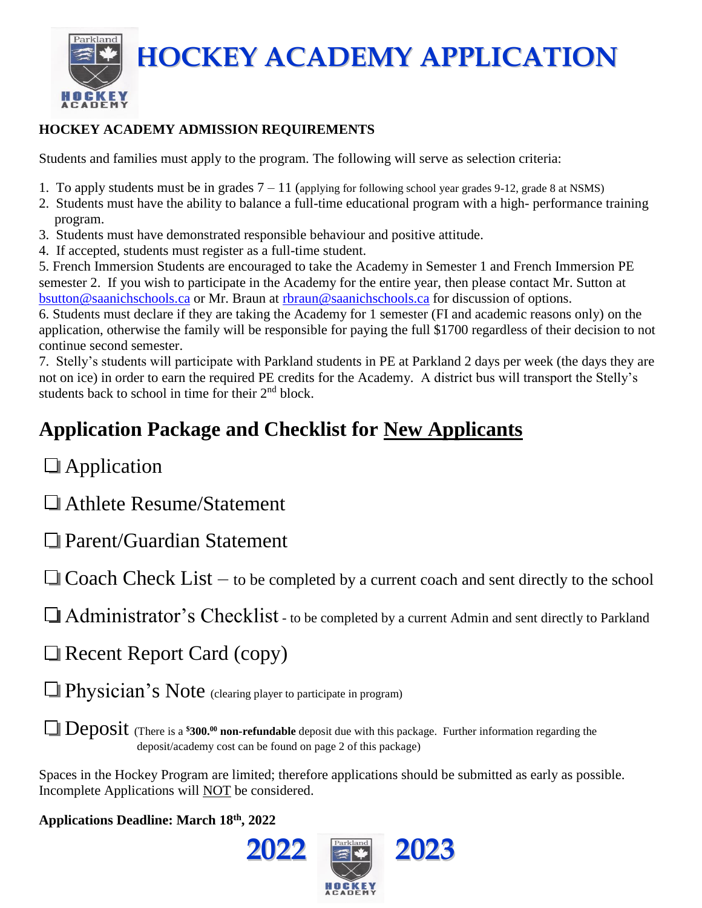# HOCKEY ACADEMY APPLICATION

**HOCKEY ACADEMY ADMISSION REQUIREMENTS**

Students and families must apply to the program. The following will serve as selection criteria:

1. To apply students must be in grades 7 – 11 (applying for following school year grades 9-12, grade 8 at NSMS)
2. Students must have the ability to balance a full-time educational program with a high- performance training program.
3. Students must have demonstrated responsible behaviour and positive attitude.
4. If accepted, students must register as a full-time student.
5. French Immersion Students are encouraged to take the Academy in Semester 1 and French Immersion PE semester 2. If you wish to participate in the Academy for the entire year, then please contact Mr. Sutton at bsutton@saanichschools.ca or Mr. Braun at rbraun@saanichschools.ca for discussion of options.
6. Students must declare if they are taking the Academy for 1 semester (FI and academic reasons only) on the application, otherwise the family will be responsible for paying the full $1700 regardless of their decision to not continue second semester.
7. Stelly's students will participate with Parkland students in PE at Parkland 2 days per week (the days they are not on ice) in order to earn the required PE credits for the Academy. A district bus will transport the Stelly's students back to school in time for their 2nd block.

## Application Package and Checklist for New Applicants

- ☐ Application
- ☐ Athlete Resume/Statement
- ☐ Parent/Guardian Statement
- ☐ Coach Check List – to be completed by a current coach and sent directly to the school
- ☐ Administrator's Checklist - to be completed by a current Admin and sent directly to Parkland
- ☐ Recent Report Card (copy)
- ☐ Physician's Note (clearing player to participate in program)
- ☐ Deposit (There is a **$300.00 non-refundable** deposit due with this package. Further information regarding the deposit/academy cost can be found on page 2 of this package)

Spaces in the Hockey Program are limited; therefore applications should be submitted as early as possible. Incomplete Applications will NOT be considered.

**Applications Deadline: March 18th, 2022**

**2022 2023**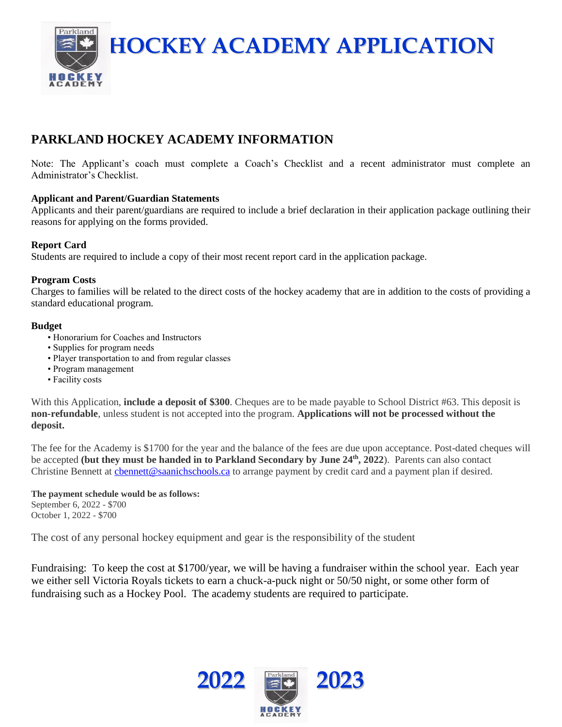# HOCKEY ACADEMY APPLICATION

## PARKLAND HOCKEY ACADEMY INFORMATION

Note: The Applicant's coach must complete a Coach's Checklist and a recent administrator must complete an Administrator's Checklist.

**Applicant and Parent/Guardian Statements**
Applicants and their parent/guardians are required to include a brief declaration in their application package outlining their reasons for applying on the forms provided.

**Report Card**
Students are required to include a copy of their most recent report card in the application package.

**Program Costs**
Charges to families will be related to the direct costs of the hockey academy that are in addition to the costs of providing a standard educational program.

**Budget**

- Honorarium for Coaches and Instructors
- Supplies for program needs
- Player transportation to and from regular classes
- Program management
- Facility costs

With this Application, **include a deposit of $300**. Cheques are to be made payable to School District #63. This deposit is **non-refundable**, unless student is not accepted into the program. **Applications will not be processed without the deposit.**

The fee for the Academy is $1700 for the year and the balance of the fees are due upon acceptance. Post-dated cheques will be accepted **(but they must be handed in to Parkland Secondary by June 24th, 2022)**. Parents can also contact Christine Bennett at cbennett@saanichschools.ca to arrange payment by credit card and a payment plan if desired.

**The payment schedule would be as follows:**
September 6, 2022 - $700
October 1, 2022 - $700

The cost of any personal hockey equipment and gear is the responsibility of the student

Fundraising: To keep the cost at $1700/year, we will be having a fundraiser within the school year. Each year we either sell Victoria Royals tickets to earn a chuck-a-puck night or 50/50 night, or some other form of fundraising such as a Hockey Pool. The academy students are required to participate.

2022 2023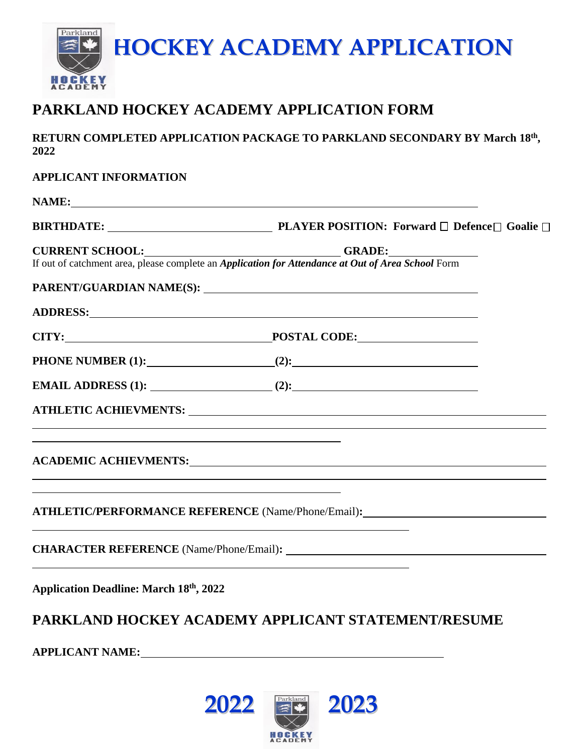# HOCKEY ACADEMY APPLICATION

## PARKLAND HOCKEY ACADEMY APPLICATION FORM

**RETURN COMPLETED APPLICATION PACKAGE TO PARKLAND SECONDARY BY March 18th, 2022**

**APPLICANT INFORMATION**

**NAME:** ____________________________________________

**BIRTHDATE:** ____________________ **PLAYER POSITION: Forward ☐ Defence ☐ Goalie ☐**

**CURRENT SCHOOL:** ____________________ **GRADE:** __________

If out of catchment area, please complete an ***Application for Attendance at Out of Area School*** Form

**PARENT/GUARDIAN NAME(S):** ____________________________________________

**ADDRESS:** ____________________________________________

**CITY:** ____________________ **POSTAL CODE:** ____________________

**PHONE NUMBER (1):** ____________________ **(2):** ____________________

**EMAIL ADDRESS (1):** ____________________ **(2):** ____________________

**ATHLETIC ACHIEVMENTS:** ____________________________________________

____________________________________________

____________________________________________

**ACADEMIC ACHIEVMENTS:** ____________________________________________

____________________________________________

____________________________________________

**ATHLETIC/PERFORMANCE REFERENCE** (Name/Phone/Email)**:** ____________________________________________

____________________________________________

**CHARACTER REFERENCE** (Name/Phone/Email)**:** ____________________________________________

____________________________________________

**Application Deadline: March 18th, 2022**

## PARKLAND HOCKEY ACADEMY APPLICANT STATEMENT/RESUME

**APPLICANT NAME:** ____________________________________________

**2022 2023**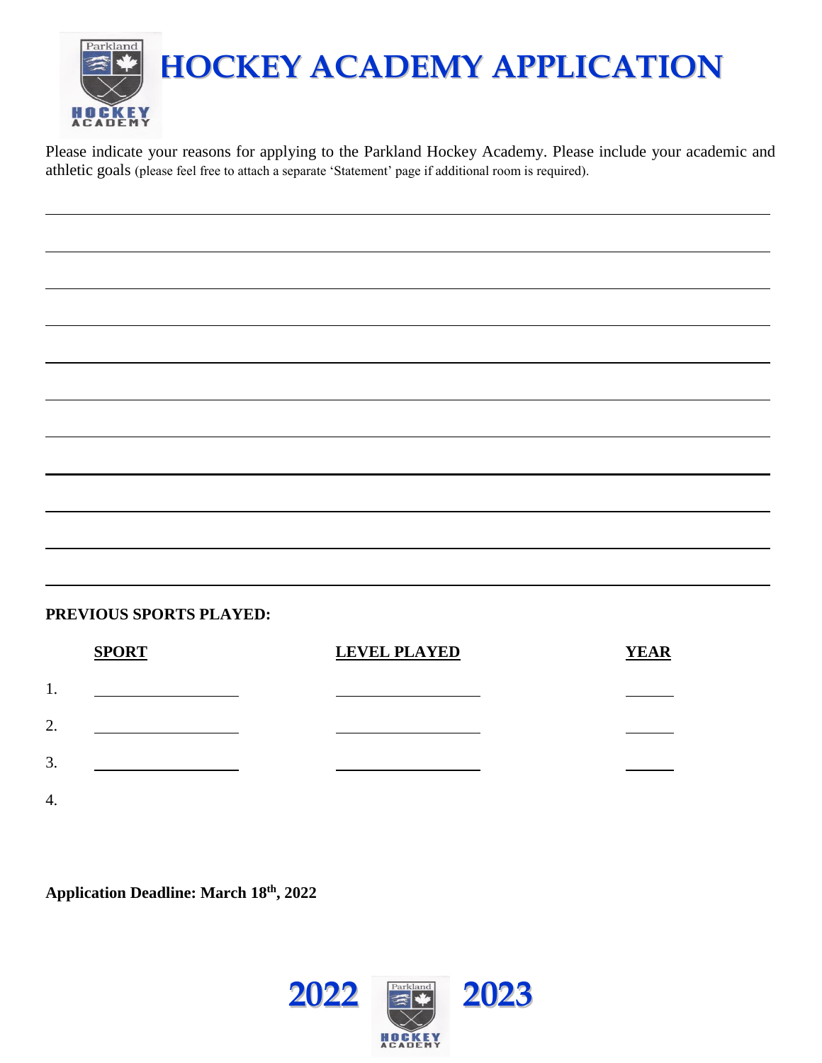# HOCKEY ACADEMY APPLICATION

Please indicate your reasons for applying to the Parkland Hockey Academy. Please include your academic and athletic goals (please feel free to attach a separate 'Statement' page if additional room is required).

______________________________________________________________________________

______________________________________________________________________________

______________________________________________________________________________

______________________________________________________________________________

______________________________________________________________________________

______________________________________________________________________________

______________________________________________________________________________

______________________________________________________________________________

______________________________________________________________________________

______________________________________________________________________________

**PREVIOUS SPORTS PLAYED:**

| | SPORT | LEVEL PLAYED | YEAR |
|---|---|---|---|
| 1. | ________________ | ________________ | ______ |
| 2. | ________________ | ________________ | ______ |
| 3. | ________________ | ________________ | ______ |
| 4. | | | |

**Application Deadline: March 18th, 2022**

**2022 2023**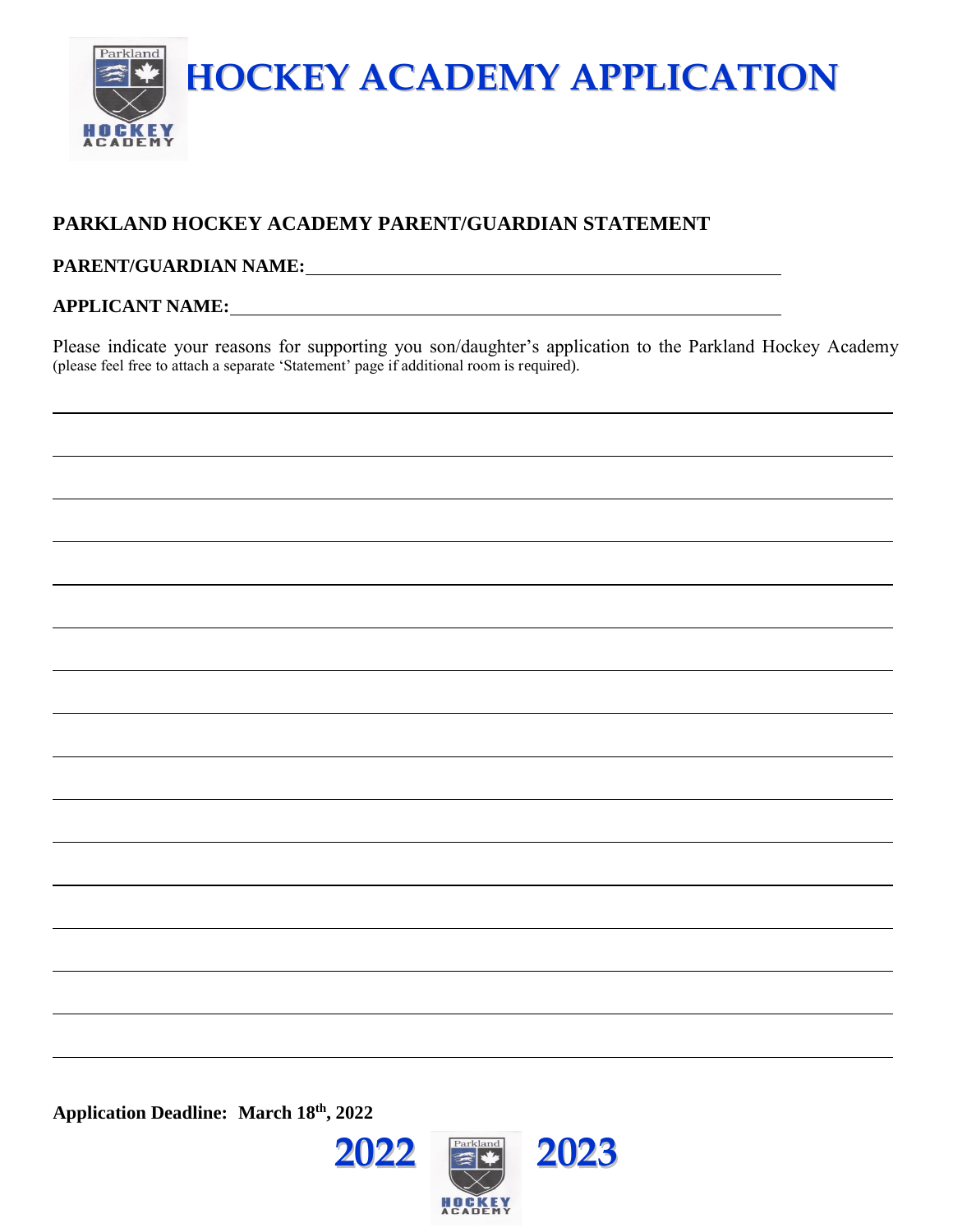# HOCKEY ACADEMY APPLICATION

**PARKLAND HOCKEY ACADEMY PARENT/GUARDIAN STATEMENT**

**PARENT/GUARDIAN NAME:**\_\_\_\_\_\_\_\_\_\_\_\_\_\_\_\_\_\_\_\_\_\_\_\_\_\_\_\_\_\_\_\_\_\_\_\_\_\_\_\_\_\_\_\_

**APPLICANT NAME:**\_\_\_\_\_\_\_\_\_\_\_\_\_\_\_\_\_\_\_\_\_\_\_\_\_\_\_\_\_\_\_\_\_\_\_\_\_\_\_\_\_\_\_\_\_\_\_\_\_\_

Please indicate your reasons for supporting you son/daughter's application to the Parkland Hockey Academy (please feel free to attach a separate 'Statement' page if additional room is required).

\_\_\_\_\_\_\_\_\_\_\_\_\_\_\_\_\_\_\_\_\_\_\_\_\_\_\_\_\_\_\_\_\_\_\_\_\_\_\_\_\_\_\_\_\_\_\_\_\_\_\_\_\_\_\_\_\_\_\_\_\_\_\_\_\_\_\_\_\_\_\_\_\_\_\_\_

\_\_\_\_\_\_\_\_\_\_\_\_\_\_\_\_\_\_\_\_\_\_\_\_\_\_\_\_\_\_\_\_\_\_\_\_\_\_\_\_\_\_\_\_\_\_\_\_\_\_\_\_\_\_\_\_\_\_\_\_\_\_\_\_\_\_\_\_\_\_\_\_\_\_\_\_

\_\_\_\_\_\_\_\_\_\_\_\_\_\_\_\_\_\_\_\_\_\_\_\_\_\_\_\_\_\_\_\_\_\_\_\_\_\_\_\_\_\_\_\_\_\_\_\_\_\_\_\_\_\_\_\_\_\_\_\_\_\_\_\_\_\_\_\_\_\_\_\_\_\_\_\_

\_\_\_\_\_\_\_\_\_\_\_\_\_\_\_\_\_\_\_\_\_\_\_\_\_\_\_\_\_\_\_\_\_\_\_\_\_\_\_\_\_\_\_\_\_\_\_\_\_\_\_\_\_\_\_\_\_\_\_\_\_\_\_\_\_\_\_\_\_\_\_\_\_\_\_\_

\_\_\_\_\_\_\_\_\_\_\_\_\_\_\_\_\_\_\_\_\_\_\_\_\_\_\_\_\_\_\_\_\_\_\_\_\_\_\_\_\_\_\_\_\_\_\_\_\_\_\_\_\_\_\_\_\_\_\_\_\_\_\_\_\_\_\_\_\_\_\_\_\_\_\_\_

\_\_\_\_\_\_\_\_\_\_\_\_\_\_\_\_\_\_\_\_\_\_\_\_\_\_\_\_\_\_\_\_\_\_\_\_\_\_\_\_\_\_\_\_\_\_\_\_\_\_\_\_\_\_\_\_\_\_\_\_\_\_\_\_\_\_\_\_\_\_\_\_\_\_\_\_

\_\_\_\_\_\_\_\_\_\_\_\_\_\_\_\_\_\_\_\_\_\_\_\_\_\_\_\_\_\_\_\_\_\_\_\_\_\_\_\_\_\_\_\_\_\_\_\_\_\_\_\_\_\_\_\_\_\_\_\_\_\_\_\_\_\_\_\_\_\_\_\_\_\_\_\_

\_\_\_\_\_\_\_\_\_\_\_\_\_\_\_\_\_\_\_\_\_\_\_\_\_\_\_\_\_\_\_\_\_\_\_\_\_\_\_\_\_\_\_\_\_\_\_\_\_\_\_\_\_\_\_\_\_\_\_\_\_\_\_\_\_\_\_\_\_\_\_\_\_\_\_\_

\_\_\_\_\_\_\_\_\_\_\_\_\_\_\_\_\_\_\_\_\_\_\_\_\_\_\_\_\_\_\_\_\_\_\_\_\_\_\_\_\_\_\_\_\_\_\_\_\_\_\_\_\_\_\_\_\_\_\_\_\_\_\_\_\_\_\_\_\_\_\_\_\_\_\_\_

\_\_\_\_\_\_\_\_\_\_\_\_\_\_\_\_\_\_\_\_\_\_\_\_\_\_\_\_\_\_\_\_\_\_\_\_\_\_\_\_\_\_\_\_\_\_\_\_\_\_\_\_\_\_\_\_\_\_\_\_\_\_\_\_\_\_\_\_\_\_\_\_\_\_\_\_

\_\_\_\_\_\_\_\_\_\_\_\_\_\_\_\_\_\_\_\_\_\_\_\_\_\_\_\_\_\_\_\_\_\_\_\_\_\_\_\_\_\_\_\_\_\_\_\_\_\_\_\_\_\_\_\_\_\_\_\_\_\_\_\_\_\_\_\_\_\_\_\_\_\_\_\_

\_\_\_\_\_\_\_\_\_\_\_\_\_\_\_\_\_\_\_\_\_\_\_\_\_\_\_\_\_\_\_\_\_\_\_\_\_\_\_\_\_\_\_\_\_\_\_\_\_\_\_\_\_\_\_\_\_\_\_\_\_\_\_\_\_\_\_\_\_\_\_\_\_\_\_\_

\_\_\_\_\_\_\_\_\_\_\_\_\_\_\_\_\_\_\_\_\_\_\_\_\_\_\_\_\_\_\_\_\_\_\_\_\_\_\_\_\_\_\_\_\_\_\_\_\_\_\_\_\_\_\_\_\_\_\_\_\_\_\_\_\_\_\_\_\_\_\_\_\_\_\_\_

\_\_\_\_\_\_\_\_\_\_\_\_\_\_\_\_\_\_\_\_\_\_\_\_\_\_\_\_\_\_\_\_\_\_\_\_\_\_\_\_\_\_\_\_\_\_\_\_\_\_\_\_\_\_\_\_\_\_\_\_\_\_\_\_\_\_\_\_\_\_\_\_\_\_\_\_

\_\_\_\_\_\_\_\_\_\_\_\_\_\_\_\_\_\_\_\_\_\_\_\_\_\_\_\_\_\_\_\_\_\_\_\_\_\_\_\_\_\_\_\_\_\_\_\_\_\_\_\_\_\_\_\_\_\_\_\_\_\_\_\_\_\_\_\_\_\_\_\_\_\_\_\_

\_\_\_\_\_\_\_\_\_\_\_\_\_\_\_\_\_\_\_\_\_\_\_\_\_\_\_\_\_\_\_\_\_\_\_\_\_\_\_\_\_\_\_\_\_\_\_\_\_\_\_\_\_\_\_\_\_\_\_\_\_\_\_\_\_\_\_\_\_\_\_\_\_\_\_\_

**Application Deadline: March 18th, 2022**

**2022 2023**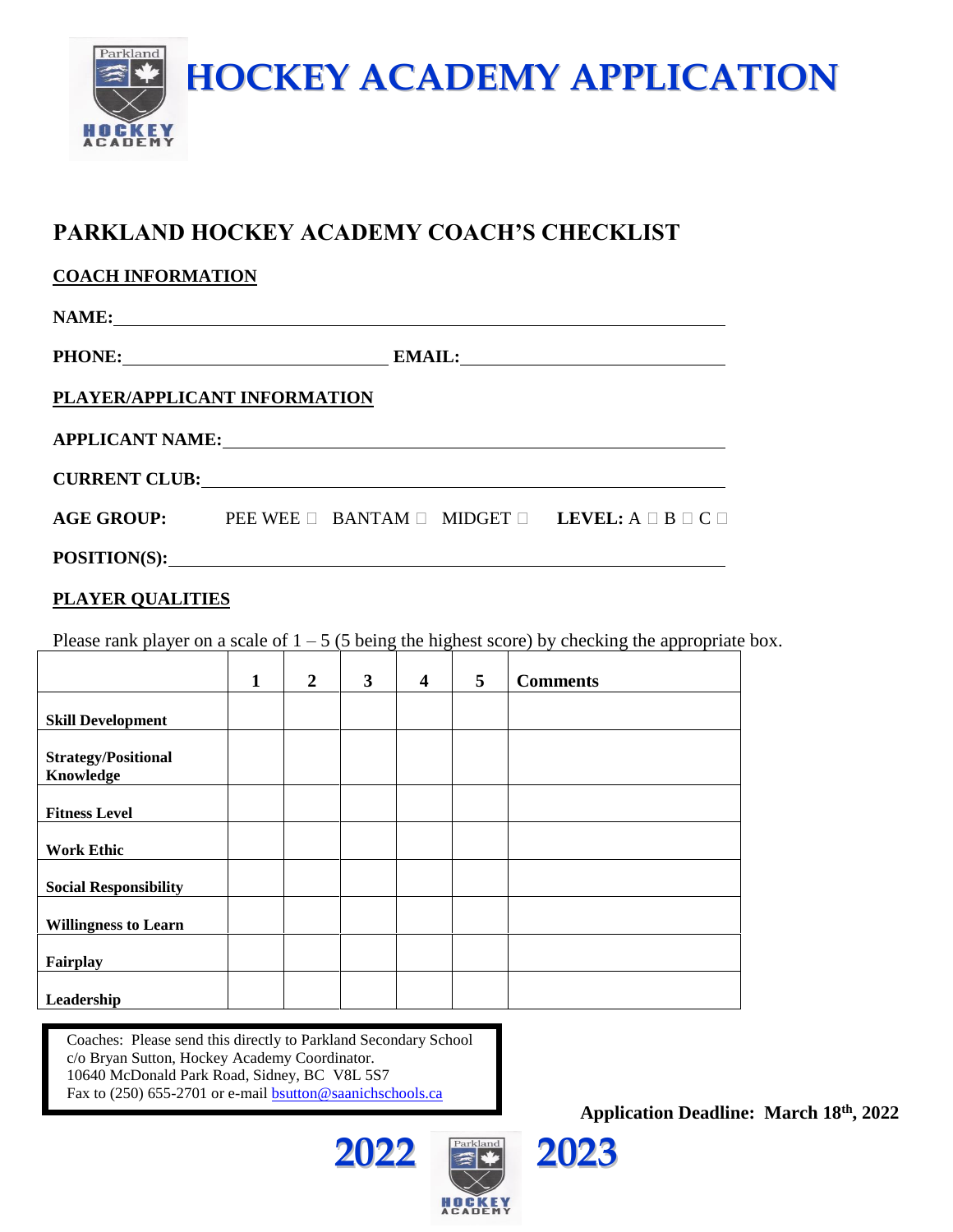# HOCKEY ACADEMY APPLICATION

## PARKLAND HOCKEY ACADEMY COACH'S CHECKLIST

**COACH INFORMATION**

**NAME:** ____________________________________________

**PHONE:** ______________________ **EMAIL:** ______________________

**PLAYER/APPLICANT INFORMATION**

**APPLICANT NAME:** ____________________________________________

**CURRENT CLUB:** ____________________________________________

**AGE GROUP:** PEE WEE ☐ BANTAM ☐ MIDGET ☐ **LEVEL:** A ☐ B ☐ C ☐

**POSITION(S):** ____________________________________________

**PLAYER QUALITIES**

Please rank player on a scale of 1 – 5 (5 being the highest score) by checking the appropriate box.

| | 1 | 2 | 3 | 4 | 5 | Comments |
|---|---|---|---|---|---|---|
| **Skill Development** | | | | | | |
| **Strategy/Positional Knowledge** | | | | | | |
| **Fitness Level** | | | | | | |
| **Work Ethic** | | | | | | |
| **Social Responsibility** | | | | | | |
| **Willingness to Learn** | | | | | | |
| **Fairplay** | | | | | | |
| **Leadership** | | | | | | |

Coaches: Please send this directly to Parkland Secondary School
c/o Bryan Sutton, Hockey Academy Coordinator.
10640 McDonald Park Road, Sidney, BC V8L 5S7
Fax to (250) 655-2701 or e-mail bsutton@saanichschools.ca

**Application Deadline: March 18th, 2022**

2022 2023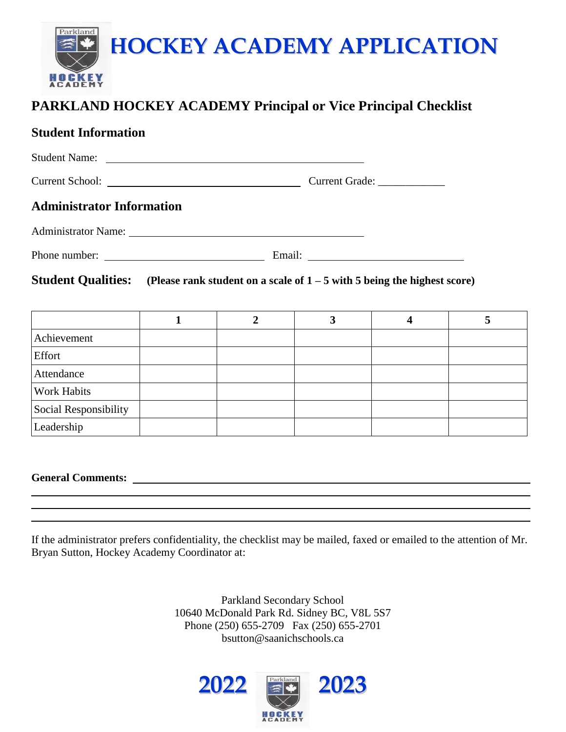# HOCKEY ACADEMY APPLICATION

## PARKLAND HOCKEY ACADEMY Principal or Vice Principal Checklist

### Student Information

Student Name: ______________________________

Current School: ______________________________ Current Grade: ____________

### Administrator Information

Administrator Name: ______________________________

Phone number: ____________________ Email: ____________________

### Student Qualities: **(Please rank student on a scale of 1 – 5 with 5 being the highest score)**

| | 1 | 2 | 3 | 4 | 5 |
|---|---|---|---|---|---|
| Achievement | | | | | |
| Effort | | | | | |
| Attendance | | | | | |
| Work Habits | | | | | |
| Social Responsibility | | | | | |
| Leadership | | | | | |

**General Comments:** ______________________________________________________________

______________________________________________________________

______________________________________________________________

______________________________________________________________

If the administrator prefers confidentiality, the checklist may be mailed, faxed or emailed to the attention of Mr. Bryan Sutton, Hockey Academy Coordinator at:

Parkland Secondary School
10640 McDonald Park Rd. Sidney BC, V8L 5S7
Phone (250) 655-2709 Fax (250) 655-2701
bsutton@saanichschools.ca

**2022 2023**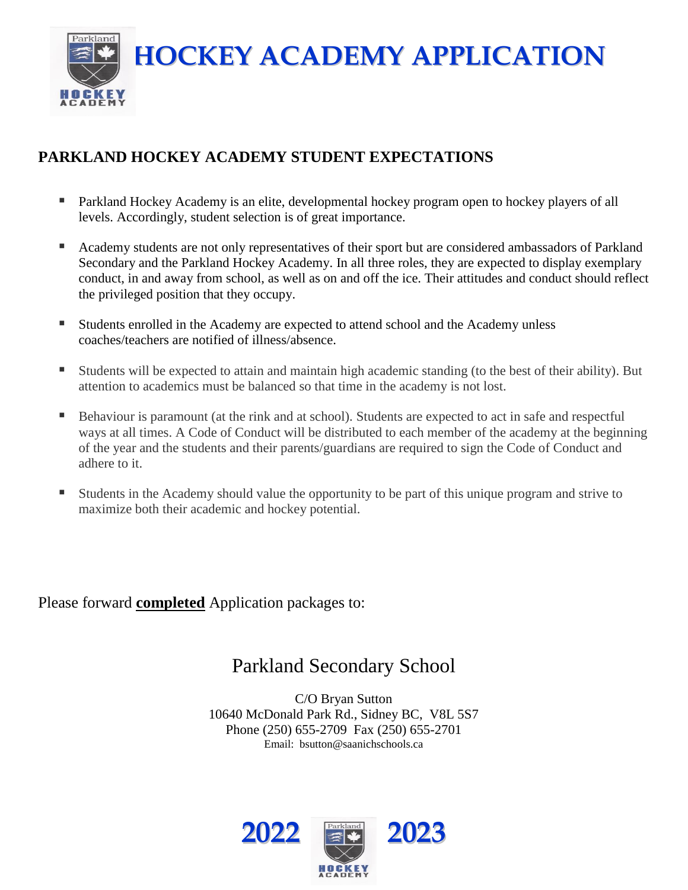# HOCKEY ACADEMY APPLICATION

## PARKLAND HOCKEY ACADEMY STUDENT EXPECTATIONS

- Parkland Hockey Academy is an elite, developmental hockey program open to hockey players of all levels. Accordingly, student selection is of great importance.
- Academy students are not only representatives of their sport but are considered ambassadors of Parkland Secondary and the Parkland Hockey Academy. In all three roles, they are expected to display exemplary conduct, in and away from school, as well as on and off the ice. Their attitudes and conduct should reflect the privileged position that they occupy.
- Students enrolled in the Academy are expected to attend school and the Academy unless coaches/teachers are notified of illness/absence.
- Students will be expected to attain and maintain high academic standing (to the best of their ability). But attention to academics must be balanced so that time in the academy is not lost.
- Behaviour is paramount (at the rink and at school). Students are expected to act in safe and respectful ways at all times. A Code of Conduct will be distributed to each member of the academy at the beginning of the year and the students and their parents/guardians are required to sign the Code of Conduct and adhere to it.
- Students in the Academy should value the opportunity to be part of this unique program and strive to maximize both their academic and hockey potential.

Please forward **completed** Application packages to:

Parkland Secondary School

C/O Bryan Sutton
10640 McDonald Park Rd., Sidney BC, V8L 5S7
Phone (250) 655-2709 Fax (250) 655-2701
Email: bsutton@saanichschools.ca

2022 2023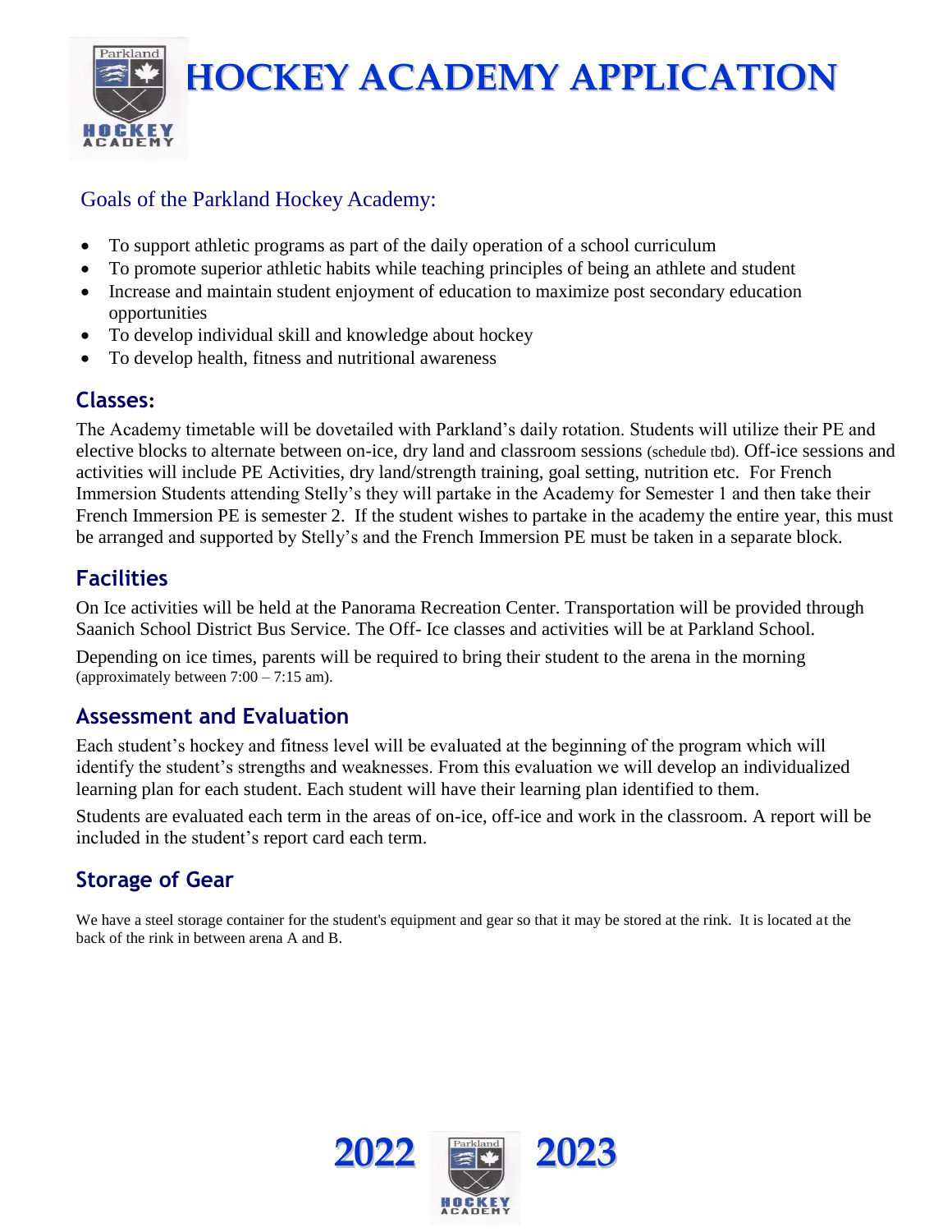# HOCKEY ACADEMY APPLICATION

## Goals of the Parkland Hockey Academy:

- To support athletic programs as part of the daily operation of a school curriculum
- To promote superior athletic habits while teaching principles of being an athlete and student
- Increase and maintain student enjoyment of education to maximize post secondary education opportunities
- To develop individual skill and knowledge about hockey
- To develop health, fitness and nutritional awareness

## Classes:

The Academy timetable will be dovetailed with Parkland's daily rotation. Students will utilize their PE and elective blocks to alternate between on-ice, dry land and classroom sessions (schedule tbd). Off-ice sessions and activities will include PE Activities, dry land/strength training, goal setting, nutrition etc. For French Immersion Students attending Stelly's they will partake in the Academy for Semester 1 and then take their French Immersion PE is semester 2. If the student wishes to partake in the academy the entire year, this must be arranged and supported by Stelly's and the French Immersion PE must be taken in a separate block.

## Facilities

On Ice activities will be held at the Panorama Recreation Center. Transportation will be provided through Saanich School District Bus Service. The Off- Ice classes and activities will be at Parkland School.

Depending on ice times, parents will be required to bring their student to the arena in the morning (approximately between 7:00 – 7:15 am).

## Assessment and Evaluation

Each student's hockey and fitness level will be evaluated at the beginning of the program which will identify the student's strengths and weaknesses. From this evaluation we will develop an individualized learning plan for each student. Each student will have their learning plan identified to them.

Students are evaluated each term in the areas of on-ice, off-ice and work in the classroom. A report will be included in the student's report card each term.

## Storage of Gear

We have a steel storage container for the student's equipment and gear so that it may be stored at the rink. It is located at the back of the rink in between arena A and B.

2022 2023